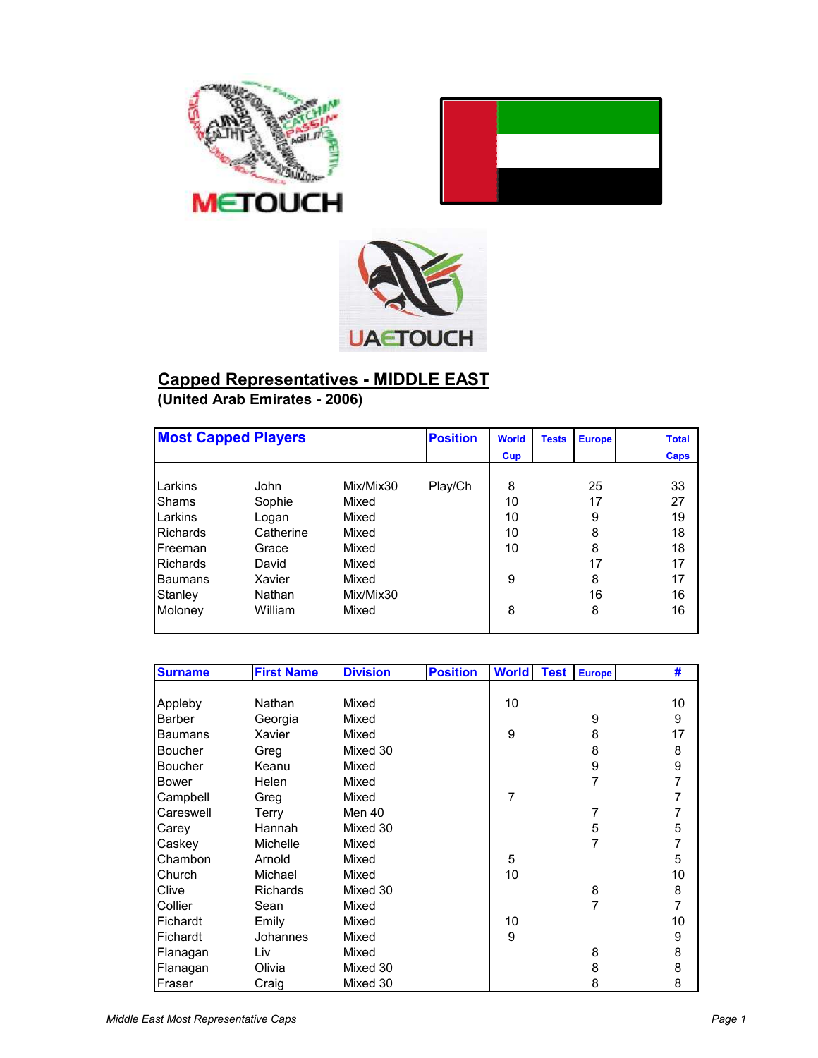# Capped Representatives - MIDDLE EAST

**(United Arab Emirates - 2006)**

| Most Capped Players | | | Position | World Cup | Tests | Europe | | Total Caps |
|---|---|---|---|---|---|---|---|---|
| Larkins | John | Mix/Mix30 | Play/Ch | 8 | | 25 | | 33 |
| Shams | Sophie | Mixed | | 10 | | 17 | | 27 |
| Larkins | Logan | Mixed | | 10 | | 9 | | 19 |
| Richards | Catherine | Mixed | | 10 | | 8 | | 18 |
| Freeman | Grace | Mixed | | 10 | | 8 | | 18 |
| Richards | David | Mixed | | | | 17 | | 17 |
| Baumans | Xavier | Mixed | | 9 | | 8 | | 17 |
| Stanley | Nathan | Mix/Mix30 | | | | 16 | | 16 |
| Moloney | William | Mixed | | 8 | | 8 | | 16 |

| Surname | First Name | Division | Position | World | Test | Europe | | # |
|---|---|---|---|---|---|---|---|---|
| Appleby | Nathan | Mixed | | 10 | | | | 10 |
| Barber | Georgia | Mixed | | | | 9 | | 9 |
| Baumans | Xavier | Mixed | | 9 | | 8 | | 17 |
| Boucher | Greg | Mixed 30 | | | | 8 | | 8 |
| Boucher | Keanu | Mixed | | | | 9 | | 9 |
| Bower | Helen | Mixed | | | | 7 | | 7 |
| Campbell | Greg | Mixed | | 7 | | | | 7 |
| Careswell | Terry | Men 40 | | | | 7 | | 7 |
| Carey | Hannah | Mixed 30 | | | | 5 | | 5 |
| Caskey | Michelle | Mixed | | | | 7 | | 7 |
| Chambon | Arnold | Mixed | | 5 | | | | 5 |
| Church | Michael | Mixed | | 10 | | | | 10 |
| Clive | Richards | Mixed 30 | | | | 8 | | 8 |
| Collier | Sean | Mixed | | | | 7 | | 7 |
| Fichardt | Emily | Mixed | | 10 | | | | 10 |
| Fichardt | Johannes | Mixed | | 9 | | | | 9 |
| Flanagan | Liv | Mixed | | | | 8 | | 8 |
| Flanagan | Olivia | Mixed 30 | | | | 8 | | 8 |
| Fraser | Craig | Mixed 30 | | | | 8 | | 8 |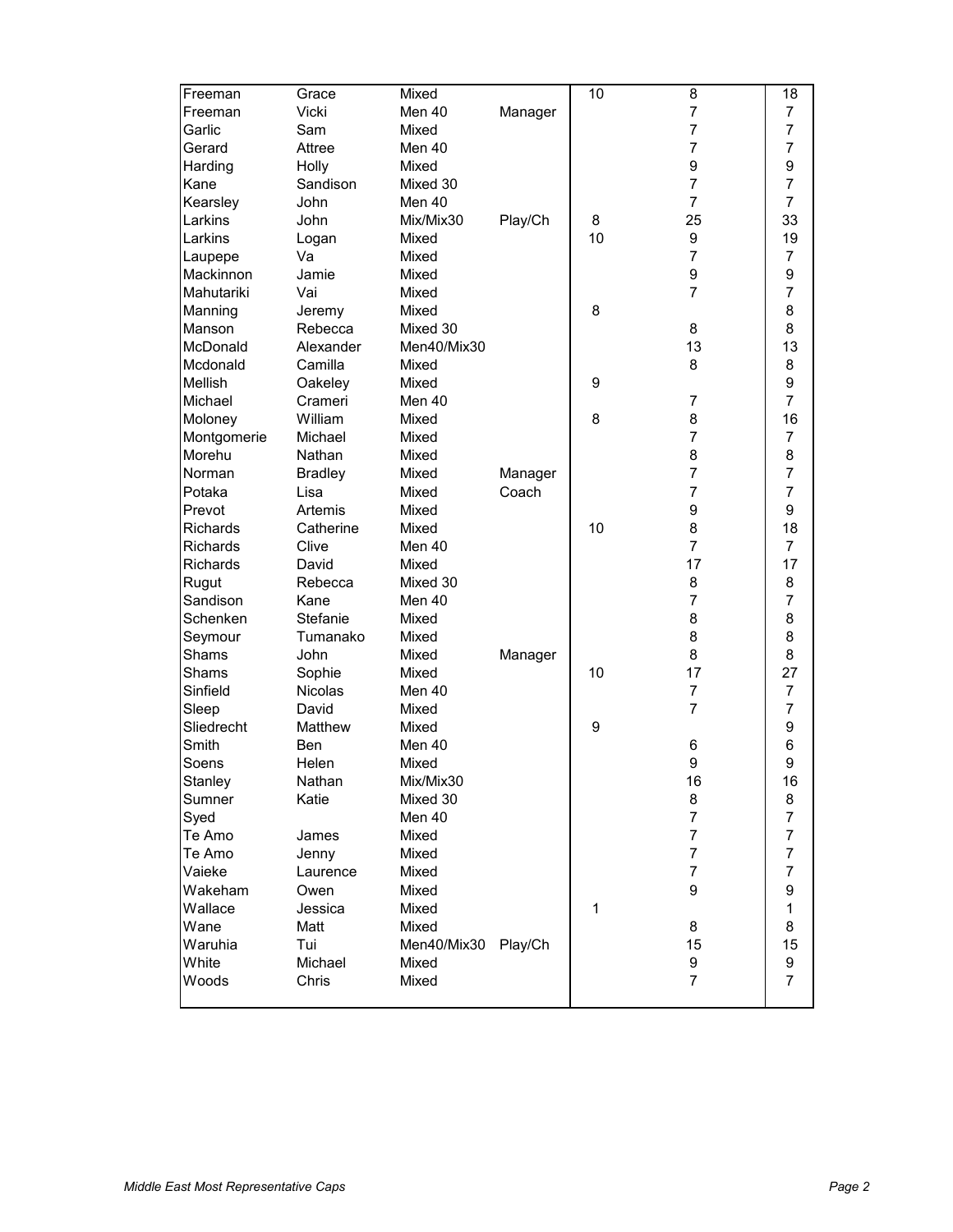| | | | | | | |
|---|---|---|---|---|---|---|
| Freeman | Grace | Mixed | | 10 | 8 | 18 |
| Freeman | Vicki | Men 40 | Manager | | 7 | 7 |
| Garlic | Sam | Mixed | | | 7 | 7 |
| Gerard | Attree | Men 40 | | | 7 | 7 |
| Harding | Holly | Mixed | | | 9 | 9 |
| Kane | Sandison | Mixed 30 | | | 7 | 7 |
| Kearsley | John | Men 40 | | | 7 | 7 |
| Larkins | John | Mix/Mix30 | Play/Ch | 8 | 25 | 33 |
| Larkins | Logan | Mixed | | 10 | 9 | 19 |
| Laupepe | Va | Mixed | | | 7 | 7 |
| Mackinnon | Jamie | Mixed | | | 9 | 9 |
| Mahutariki | Vai | Mixed | | | 7 | 7 |
| Manning | Jeremy | Mixed | | 8 | | 8 |
| Manson | Rebecca | Mixed 30 | | | 8 | 8 |
| McDonald | Alexander | Men40/Mix30 | | | 13 | 13 |
| Mcdonald | Camilla | Mixed | | | 8 | 8 |
| Mellish | Oakeley | Mixed | | 9 | | 9 |
| Michael | Crameri | Men 40 | | | 7 | 7 |
| Moloney | William | Mixed | | 8 | 8 | 16 |
| Montgomerie | Michael | Mixed | | | 7 | 7 |
| Morehu | Nathan | Mixed | | | 8 | 8 |
| Norman | Bradley | Mixed | Manager | | 7 | 7 |
| Potaka | Lisa | Mixed | Coach | | 7 | 7 |
| Prevot | Artemis | Mixed | | | 9 | 9 |
| Richards | Catherine | Mixed | | 10 | 8 | 18 |
| Richards | Clive | Men 40 | | | 7 | 7 |
| Richards | David | Mixed | | | 17 | 17 |
| Rugut | Rebecca | Mixed 30 | | | 8 | 8 |
| Sandison | Kane | Men 40 | | | 7 | 7 |
| Schenken | Stefanie | Mixed | | | 8 | 8 |
| Seymour | Tumanako | Mixed | | | 8 | 8 |
| Shams | John | Mixed | Manager | | 8 | 8 |
| Shams | Sophie | Mixed | | 10 | 17 | 27 |
| Sinfield | Nicolas | Men 40 | | | 7 | 7 |
| Sleep | David | Mixed | | | 7 | 7 |
| Sliedrecht | Matthew | Mixed | | 9 | | 9 |
| Smith | Ben | Men 40 | | | 6 | 6 |
| Soens | Helen | Mixed | | | 9 | 9 |
| Stanley | Nathan | Mix/Mix30 | | | 16 | 16 |
| Sumner | Katie | Mixed 30 | | | 8 | 8 |
| Syed | | Men 40 | | | 7 | 7 |
| Te Amo | James | Mixed | | | 7 | 7 |
| Te Amo | Jenny | Mixed | | | 7 | 7 |
| Vaieke | Laurence | Mixed | | | 7 | 7 |
| Wakeham | Owen | Mixed | | | 9 | 9 |
| Wallace | Jessica | Mixed | | 1 | | 1 |
| Wane | Matt | Mixed | | | 8 | 8 |
| Waruhia | Tui | Men40/Mix30 | Play/Ch | | 15 | 15 |
| White | Michael | Mixed | | | 9 | 9 |
| Woods | Chris | Mixed | | | 7 | 7 |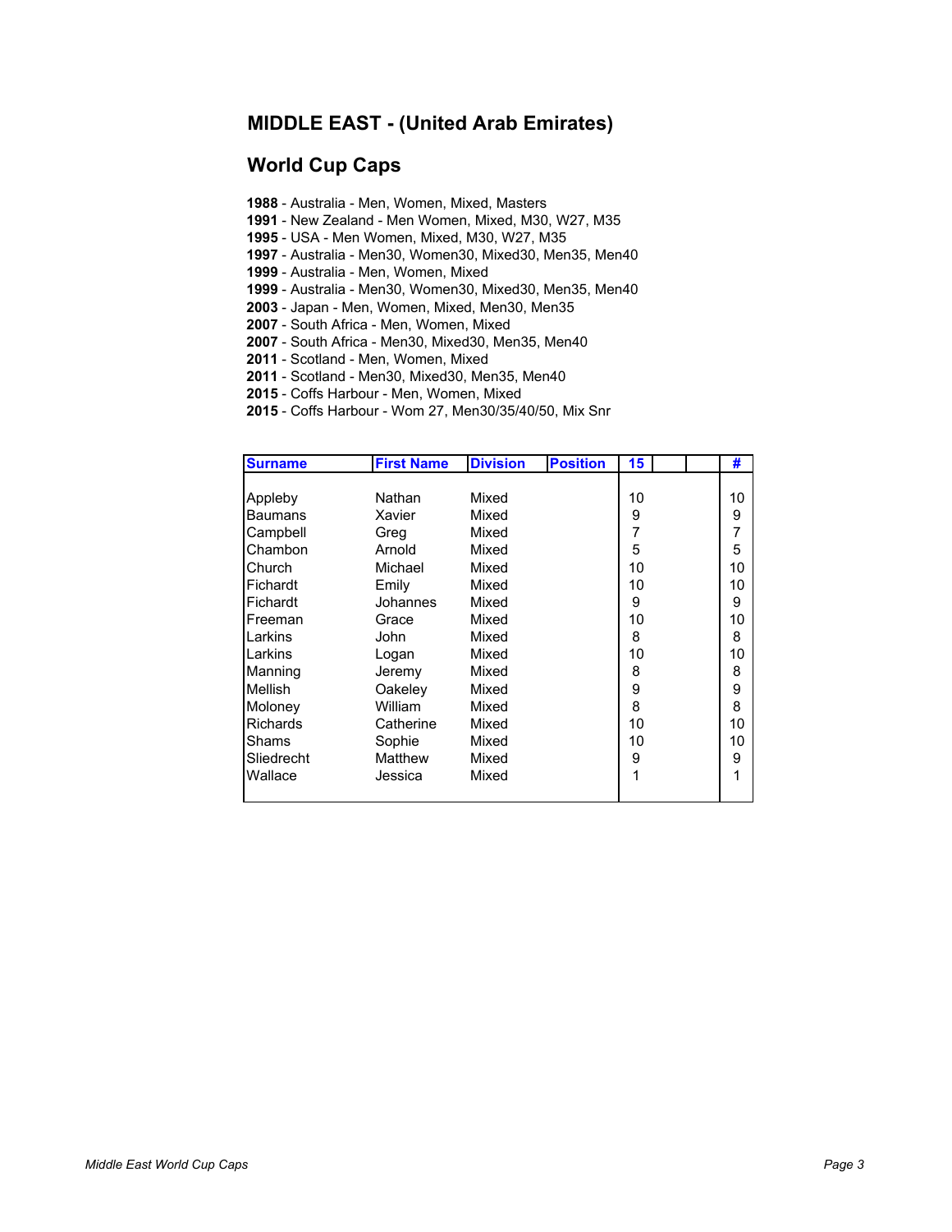## MIDDLE EAST - (United Arab Emirates)

## World Cup Caps

**1988** - Australia - Men, Women, Mixed, Masters
**1991** - New Zealand - Men Women, Mixed, M30, W27, M35
**1995** - USA - Men Women, Mixed, M30, W27, M35
**1997** - Australia - Men30, Women30, Mixed30, Men35, Men40
**1999** - Australia - Men, Women, Mixed
**1999** - Australia - Men30, Women30, Mixed30, Men35, Men40
**2003** - Japan - Men, Women, Mixed, Men30, Men35
**2007** - South Africa - Men, Women, Mixed
**2007** - South Africa - Men30, Mixed30, Men35, Men40
**2011** - Scotland - Men, Women, Mixed
**2011** - Scotland - Men30, Mixed30, Men35, Men40
**2015** - Coffs Harbour - Men, Women, Mixed
**2015** - Coffs Harbour - Wom 27, Men30/35/40/50, Mix Snr

| Surname | First Name | Division | Position | 15 | | | # |
|---|---|---|---|---|---|---|---|
| Appleby | Nathan | Mixed | | 10 | | | 10 |
| Baumans | Xavier | Mixed | | 9 | | | 9 |
| Campbell | Greg | Mixed | | 7 | | | 7 |
| Chambon | Arnold | Mixed | | 5 | | | 5 |
| Church | Michael | Mixed | | 10 | | | 10 |
| Fichardt | Emily | Mixed | | 10 | | | 10 |
| Fichardt | Johannes | Mixed | | 9 | | | 9 |
| Freeman | Grace | Mixed | | 10 | | | 10 |
| Larkins | John | Mixed | | 8 | | | 8 |
| Larkins | Logan | Mixed | | 10 | | | 10 |
| Manning | Jeremy | Mixed | | 8 | | | 8 |
| Mellish | Oakeley | Mixed | | 9 | | | 9 |
| Moloney | William | Mixed | | 8 | | | 8 |
| Richards | Catherine | Mixed | | 10 | | | 10 |
| Shams | Sophie | Mixed | | 10 | | | 10 |
| Sliedrecht | Matthew | Mixed | | 9 | | | 9 |
| Wallace | Jessica | Mixed | | 1 | | | 1 |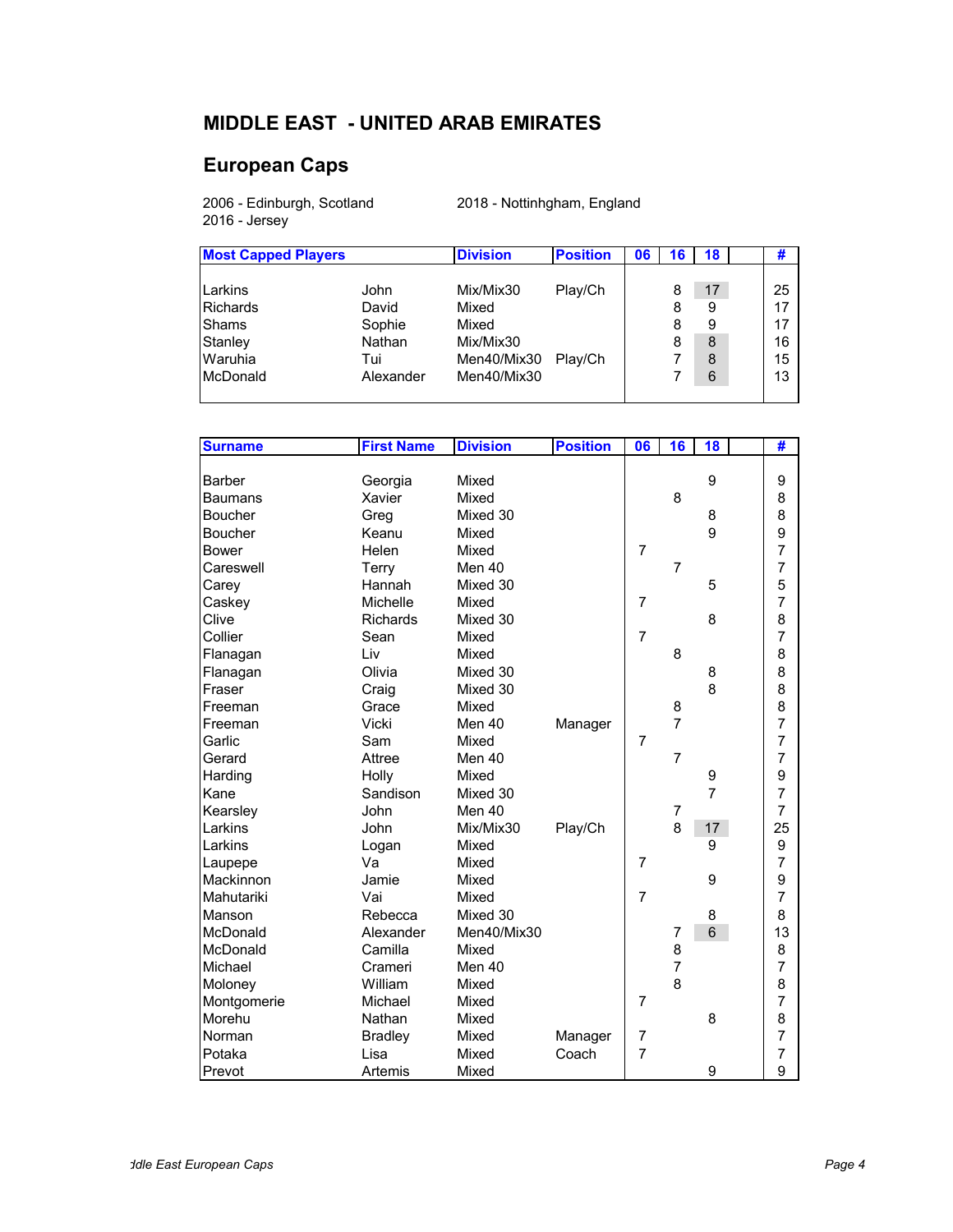## MIDDLE EAST - UNITED ARAB EMIRATES

## European Caps

2006 - Edinburgh, Scotland
2016 - Jersey
2018 - Nottinhgham, England

| Most Capped Players | | Division | Position | 06 | 16 | 18 | | # |
|---|---|---|---|---|---|---|---|---|
| Larkins | John | Mix/Mix30 | Play/Ch | | 8 | 17 | | 25 |
| Richards | David | Mixed | | | 8 | 9 | | 17 |
| Shams | Sophie | Mixed | | | 8 | 9 | | 17 |
| Stanley | Nathan | Mix/Mix30 | | | 8 | 8 | | 16 |
| Waruhia | Tui | Men40/Mix30 | Play/Ch | | 7 | 8 | | 15 |
| McDonald | Alexander | Men40/Mix30 | | | 7 | 6 | | 13 |

| Surname | First Name | Division | Position | 06 | 16 | 18 | | # |
|---|---|---|---|---|---|---|---|---|
| Barber | Georgia | Mixed | | | | 9 | | 9 |
| Baumans | Xavier | Mixed | | | 8 | | | 8 |
| Boucher | Greg | Mixed 30 | | | | 8 | | 8 |
| Boucher | Keanu | Mixed | | | | 9 | | 9 |
| Bower | Helen | Mixed | | 7 | | | | 7 |
| Careswell | Terry | Men 40 | | | 7 | | | 7 |
| Carey | Hannah | Mixed 30 | | | | 5 | | 5 |
| Caskey | Michelle | Mixed | | 7 | | | | 7 |
| Clive | Richards | Mixed 30 | | | | 8 | | 8 |
| Collier | Sean | Mixed | | 7 | | | | 7 |
| Flanagan | Liv | Mixed | | | 8 | | | 8 |
| Flanagan | Olivia | Mixed 30 | | | | 8 | | 8 |
| Fraser | Craig | Mixed 30 | | | | 8 | | 8 |
| Freeman | Grace | Mixed | | | 8 | | | 8 |
| Freeman | Vicki | Men 40 | Manager | | 7 | | | 7 |
| Garlic | Sam | Mixed | | 7 | | | | 7 |
| Gerard | Attree | Men 40 | | | 7 | | | 7 |
| Harding | Holly | Mixed | | | | 9 | | 9 |
| Kane | Sandison | Mixed 30 | | | | 7 | | 7 |
| Kearsley | John | Men 40 | | | 7 | | | 7 |
| Larkins | John | Mix/Mix30 | Play/Ch | | 8 | 17 | | 25 |
| Larkins | Logan | Mixed | | | | 9 | | 9 |
| Laupepe | Va | Mixed | | 7 | | | | 7 |
| Mackinnon | Jamie | Mixed | | | | 9 | | 9 |
| Mahutariki | Vai | Mixed | | 7 | | | | 7 |
| Manson | Rebecca | Mixed 30 | | | | 8 | | 8 |
| McDonald | Alexander | Men40/Mix30 | | | 7 | 6 | | 13 |
| McDonald | Camilla | Mixed | | | 8 | | | 8 |
| Michael | Crameri | Men 40 | | | 7 | | | 7 |
| Moloney | William | Mixed | | | 8 | | | 8 |
| Montgomerie | Michael | Mixed | | 7 | | | | 7 |
| Morehu | Nathan | Mixed | | | | 8 | | 8 |
| Norman | Bradley | Mixed | Manager | 7 | | | | 7 |
| Potaka | Lisa | Mixed | Coach | 7 | | | | 7 |
| Prevot | Artemis | Mixed | | | | 9 | | 9 |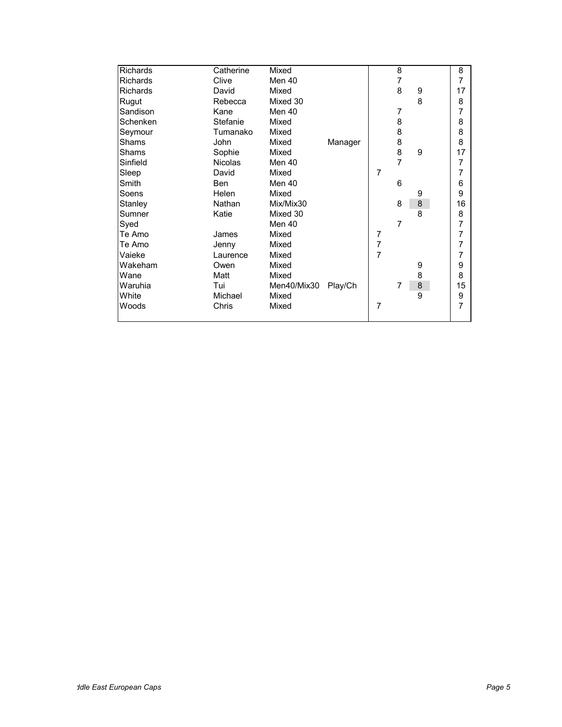| | | | | | | | |
|---|---|---|---|---|---|---|---|
| Richards | Catherine | Mixed | | | 8 | | 8 |
| Richards | Clive | Men 40 | | | 7 | | 7 |
| Richards | David | Mixed | | | 8 | 9 | 17 |
| Rugut | Rebecca | Mixed 30 | | | | 8 | 8 |
| Sandison | Kane | Men 40 | | | 7 | | 7 |
| Schenken | Stefanie | Mixed | | | 8 | | 8 |
| Seymour | Tumanako | Mixed | | | 8 | | 8 |
| Shams | John | Mixed | Manager | | 8 | | 8 |
| Shams | Sophie | Mixed | | | 8 | 9 | 17 |
| Sinfield | Nicolas | Men 40 | | | 7 | | 7 |
| Sleep | David | Mixed | | 7 | | | 7 |
| Smith | Ben | Men 40 | | | 6 | | 6 |
| Soens | Helen | Mixed | | | | 9 | 9 |
| Stanley | Nathan | Mix/Mix30 | | | 8 | 8 | 16 |
| Sumner | Katie | Mixed 30 | | | | 8 | 8 |
| Syed | | Men 40 | | | 7 | | 7 |
| Te Amo | James | Mixed | | 7 | | | 7 |
| Te Amo | Jenny | Mixed | | 7 | | | 7 |
| Vaieke | Laurence | Mixed | | 7 | | | 7 |
| Wakeham | Owen | Mixed | | | | 9 | 9 |
| Wane | Matt | Mixed | | | | 8 | 8 |
| Waruhia | Tui | Men40/Mix30 | Play/Ch | | 7 | 8 | 15 |
| White | Michael | Mixed | | | | 9 | 9 |
| Woods | Chris | Mixed | | 7 | | | 7 |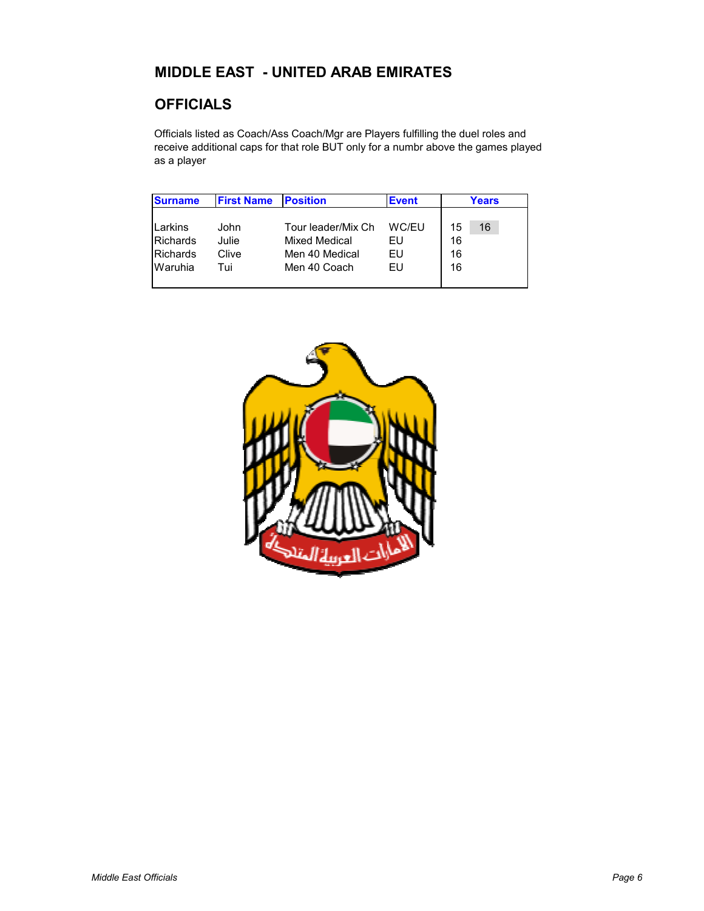## MIDDLE EAST - UNITED ARAB EMIRATES

## OFFICIALS

Officials listed as Coach/Ass Coach/Mgr are Players fulfilling the duel roles and receive additional caps for that role BUT only for a numbr above the games played as a player

| Surname | First Name | Position | Event | Years | |
|---|---|---|---|---|---|
| Larkins | John | Tour leader/Mix Ch | WC/EU | 15 | 16 |
| Richards | Julie | Mixed Medical | EU | 16 | |
| Richards | Clive | Men 40 Medical | EU | 16 | |
| Waruhia | Tui | Men 40 Coach | EU | 16 | |